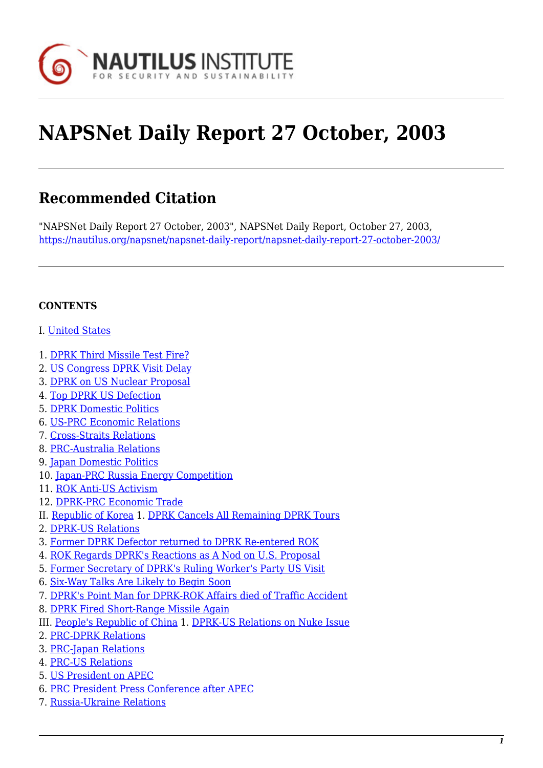NAUTILUS INSTITUTE
FOR SECURITY AND SUSTAINABILITY

# NAPSNet Daily Report 27 October, 2003

## Recommended Citation

"NAPSNet Daily Report 27 October, 2003", NAPSNet Daily Report, October 27, 2003, https://nautilus.org/napsnet/napsnet-daily-report/napsnet-daily-report-27-october-2003/

**CONTENTS**

I. United States

1. DPRK Third Missile Test Fire?
2. US Congress DPRK Visit Delay
3. DPRK on US Nuclear Proposal
4. Top DPRK US Defection
5. DPRK Domestic Politics
6. US-PRC Economic Relations
7. Cross-Straits Relations
8. PRC-Australia Relations
9. Japan Domestic Politics
10. Japan-PRC Russia Energy Competition
11. ROK Anti-US Activism
12. DPRK-PRC Economic Trade

II. Republic of Korea 1. DPRK Cancels All Remaining DPRK Tours
2. DPRK-US Relations
3. Former DPRK Defector returned to DPRK Re-entered ROK
4. ROK Regards DPRK's Reactions as A Nod on U.S. Proposal
5. Former Secretary of DPRK's Ruling Worker's Party US Visit
6. Six-Way Talks Are Likely to Begin Soon
7. DPRK's Point Man for DPRK-ROK Affairs died of Traffic Accident
8. DPRK Fired Short-Range Missile Again

III. People's Republic of China 1. DPRK-US Relations on Nuke Issue
2. PRC-DPRK Relations
3. PRC-Japan Relations
4. PRC-US Relations
5. US President on APEC
6. PRC President Press Conference after APEC
7. Russia-Ukraine Relations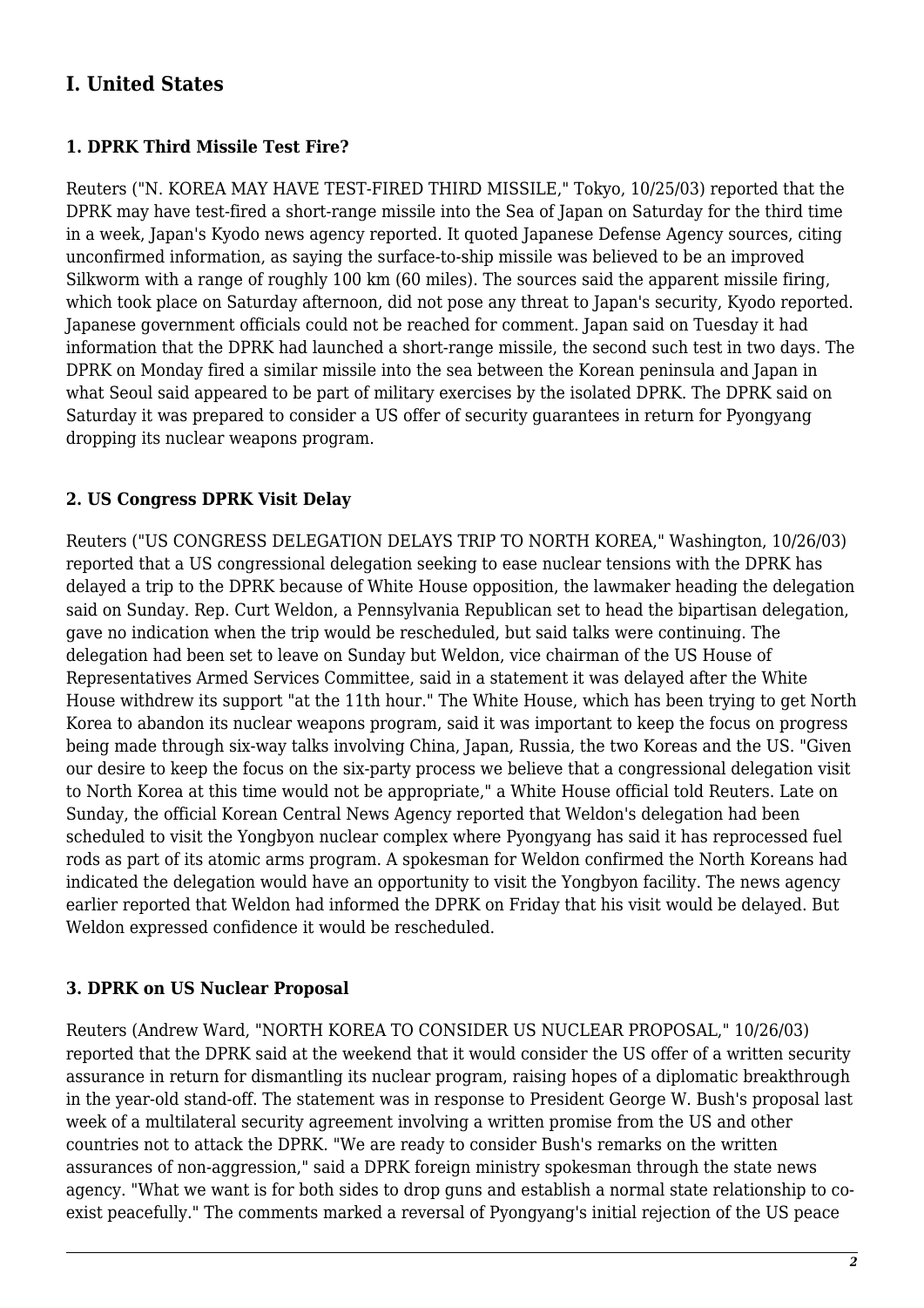## I. United States

### 1. DPRK Third Missile Test Fire?

Reuters ("N. KOREA MAY HAVE TEST-FIRED THIRD MISSILE," Tokyo, 10/25/03) reported that the DPRK may have test-fired a short-range missile into the Sea of Japan on Saturday for the third time in a week, Japan's Kyodo news agency reported. It quoted Japanese Defense Agency sources, citing unconfirmed information, as saying the surface-to-ship missile was believed to be an improved Silkworm with a range of roughly 100 km (60 miles). The sources said the apparent missile firing, which took place on Saturday afternoon, did not pose any threat to Japan's security, Kyodo reported. Japanese government officials could not be reached for comment. Japan said on Tuesday it had information that the DPRK had launched a short-range missile, the second such test in two days. The DPRK on Monday fired a similar missile into the sea between the Korean peninsula and Japan in what Seoul said appeared to be part of military exercises by the isolated DPRK. The DPRK said on Saturday it was prepared to consider a US offer of security guarantees in return for Pyongyang dropping its nuclear weapons program.

### 2. US Congress DPRK Visit Delay

Reuters ("US CONGRESS DELEGATION DELAYS TRIP TO NORTH KOREA," Washington, 10/26/03) reported that a US congressional delegation seeking to ease nuclear tensions with the DPRK has delayed a trip to the DPRK because of White House opposition, the lawmaker heading the delegation said on Sunday. Rep. Curt Weldon, a Pennsylvania Republican set to head the bipartisan delegation, gave no indication when the trip would be rescheduled, but said talks were continuing. The delegation had been set to leave on Sunday but Weldon, vice chairman of the US House of Representatives Armed Services Committee, said in a statement it was delayed after the White House withdrew its support "at the 11th hour." The White House, which has been trying to get North Korea to abandon its nuclear weapons program, said it was important to keep the focus on progress being made through six-way talks involving China, Japan, Russia, the two Koreas and the US. "Given our desire to keep the focus on the six-party process we believe that a congressional delegation visit to North Korea at this time would not be appropriate," a White House official told Reuters. Late on Sunday, the official Korean Central News Agency reported that Weldon's delegation had been scheduled to visit the Yongbyon nuclear complex where Pyongyang has said it has reprocessed fuel rods as part of its atomic arms program. A spokesman for Weldon confirmed the North Koreans had indicated the delegation would have an opportunity to visit the Yongbyon facility. The news agency earlier reported that Weldon had informed the DPRK on Friday that his visit would be delayed. But Weldon expressed confidence it would be rescheduled.

### 3. DPRK on US Nuclear Proposal

Reuters (Andrew Ward, "NORTH KOREA TO CONSIDER US NUCLEAR PROPOSAL," 10/26/03) reported that the DPRK said at the weekend that it would consider the US offer of a written security assurance in return for dismantling its nuclear program, raising hopes of a diplomatic breakthrough in the year-old stand-off. The statement was in response to President George W. Bush's proposal last week of a multilateral security agreement involving a written promise from the US and other countries not to attack the DPRK. "We are ready to consider Bush's remarks on the written assurances of non-aggression," said a DPRK foreign ministry spokesman through the state news agency. "What we want is for both sides to drop guns and establish a normal state relationship to co-exist peacefully." The comments marked a reversal of Pyongyang's initial rejection of the US peace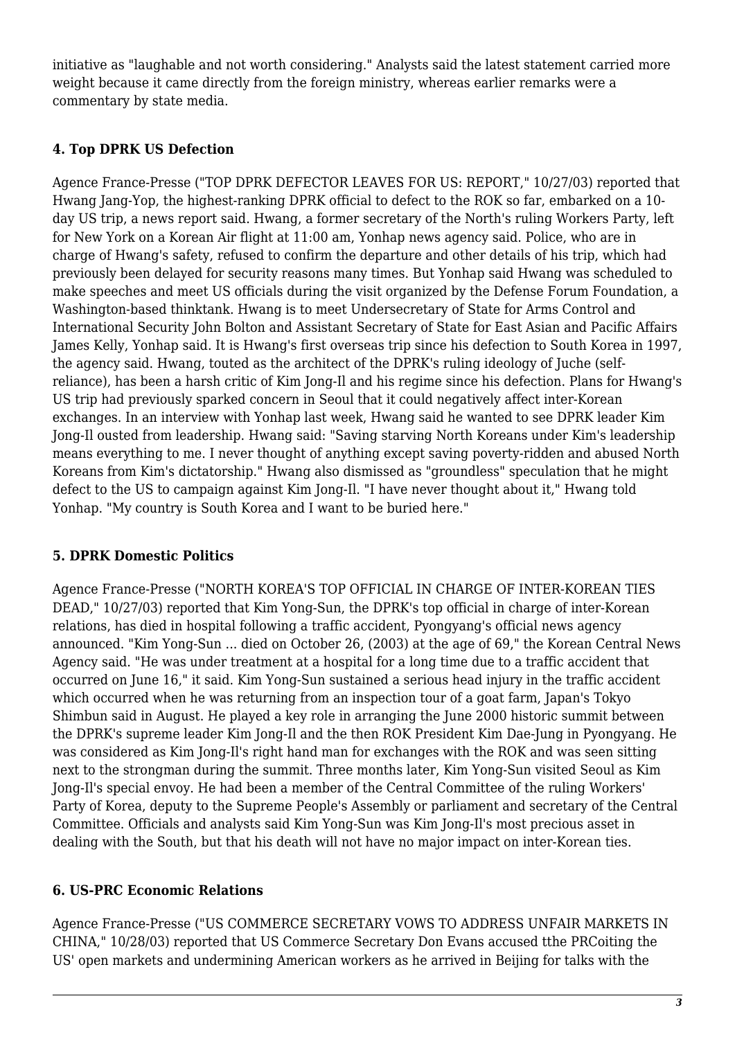initiative as "laughable and not worth considering." Analysts said the latest statement carried more weight because it came directly from the foreign ministry, whereas earlier remarks were a commentary by state media.

### 4. Top DPRK US Defection

Agence France-Presse ("TOP DPRK DEFECTOR LEAVES FOR US: REPORT," 10/27/03) reported that Hwang Jang-Yop, the highest-ranking DPRK official to defect to the ROK so far, embarked on a 10-day US trip, a news report said. Hwang, a former secretary of the North's ruling Workers Party, left for New York on a Korean Air flight at 11:00 am, Yonhap news agency said. Police, who are in charge of Hwang's safety, refused to confirm the departure and other details of his trip, which had previously been delayed for security reasons many times. But Yonhap said Hwang was scheduled to make speeches and meet US officials during the visit organized by the Defense Forum Foundation, a Washington-based thinktank. Hwang is to meet Undersecretary of State for Arms Control and International Security John Bolton and Assistant Secretary of State for East Asian and Pacific Affairs James Kelly, Yonhap said. It is Hwang's first overseas trip since his defection to South Korea in 1997, the agency said. Hwang, touted as the architect of the DPRK's ruling ideology of Juche (self-reliance), has been a harsh critic of Kim Jong-Il and his regime since his defection. Plans for Hwang's US trip had previously sparked concern in Seoul that it could negatively affect inter-Korean exchanges. In an interview with Yonhap last week, Hwang said he wanted to see DPRK leader Kim Jong-Il ousted from leadership. Hwang said: "Saving starving North Koreans under Kim's leadership means everything to me. I never thought of anything except saving poverty-ridden and abused North Koreans from Kim's dictatorship." Hwang also dismissed as "groundless" speculation that he might defect to the US to campaign against Kim Jong-Il. "I have never thought about it," Hwang told Yonhap. "My country is South Korea and I want to be buried here."

### 5. DPRK Domestic Politics

Agence France-Presse ("NORTH KOREA'S TOP OFFICIAL IN CHARGE OF INTER-KOREAN TIES DEAD," 10/27/03) reported that Kim Yong-Sun, the DPRK's top official in charge of inter-Korean relations, has died in hospital following a traffic accident, Pyongyang's official news agency announced. "Kim Yong-Sun ... died on October 26, (2003) at the age of 69," the Korean Central News Agency said. "He was under treatment at a hospital for a long time due to a traffic accident that occurred on June 16," it said. Kim Yong-Sun sustained a serious head injury in the traffic accident which occurred when he was returning from an inspection tour of a goat farm, Japan's Tokyo Shimbun said in August. He played a key role in arranging the June 2000 historic summit between the DPRK's supreme leader Kim Jong-Il and the then ROK President Kim Dae-Jung in Pyongyang. He was considered as Kim Jong-Il's right hand man for exchanges with the ROK and was seen sitting next to the strongman during the summit. Three months later, Kim Yong-Sun visited Seoul as Kim Jong-Il's special envoy. He had been a member of the Central Committee of the ruling Workers' Party of Korea, deputy to the Supreme People's Assembly or parliament and secretary of the Central Committee. Officials and analysts said Kim Yong-Sun was Kim Jong-Il's most precious asset in dealing with the South, but that his death will not have no major impact on inter-Korean ties.

### 6. US-PRC Economic Relations

Agence France-Presse ("US COMMERCE SECRETARY VOWS TO ADDRESS UNFAIR MARKETS IN CHINA," 10/28/03) reported that US Commerce Secretary Don Evans accused tthe PRCoiting the US' open markets and undermining American workers as he arrived in Beijing for talks with the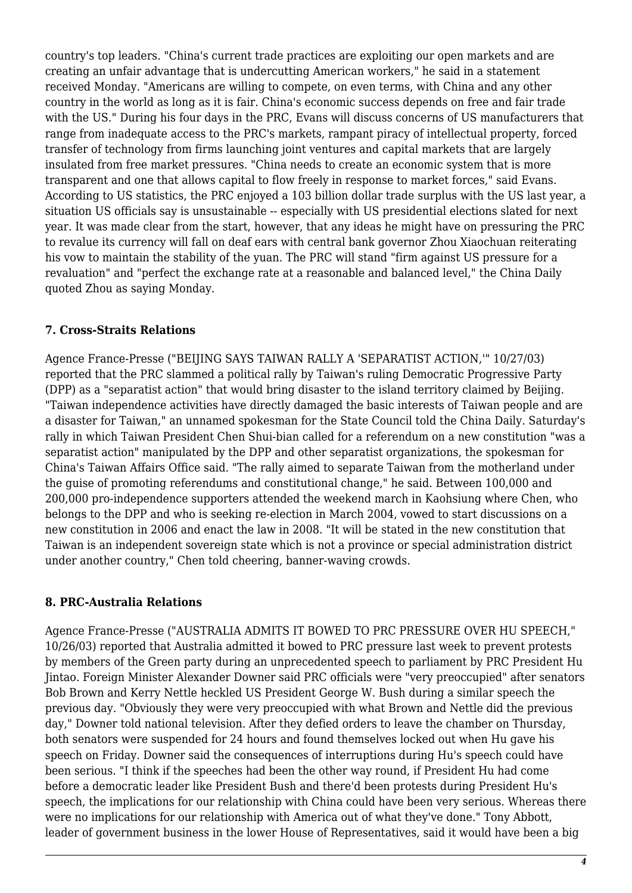country's top leaders. "China's current trade practices are exploiting our open markets and are creating an unfair advantage that is undercutting American workers," he said in a statement received Monday. "Americans are willing to compete, on even terms, with China and any other country in the world as long as it is fair. China's economic success depends on free and fair trade with the US." During his four days in the PRC, Evans will discuss concerns of US manufacturers that range from inadequate access to the PRC's markets, rampant piracy of intellectual property, forced transfer of technology from firms launching joint ventures and capital markets that are largely insulated from free market pressures. "China needs to create an economic system that is more transparent and one that allows capital to flow freely in response to market forces," said Evans. According to US statistics, the PRC enjoyed a 103 billion dollar trade surplus with the US last year, a situation US officials say is unsustainable -- especially with US presidential elections slated for next year. It was made clear from the start, however, that any ideas he might have on pressuring the PRC to revalue its currency will fall on deaf ears with central bank governor Zhou Xiaochuan reiterating his vow to maintain the stability of the yuan. The PRC will stand "firm against US pressure for a revaluation" and "perfect the exchange rate at a reasonable and balanced level," the China Daily quoted Zhou as saying Monday.

**7. Cross-Straits Relations**

Agence France-Presse ("BEIJING SAYS TAIWAN RALLY A 'SEPARATIST ACTION,'" 10/27/03) reported that the PRC slammed a political rally by Taiwan's ruling Democratic Progressive Party (DPP) as a "separatist action" that would bring disaster to the island territory claimed by Beijing. "Taiwan independence activities have directly damaged the basic interests of Taiwan people and are a disaster for Taiwan," an unnamed spokesman for the State Council told the China Daily. Saturday's rally in which Taiwan President Chen Shui-bian called for a referendum on a new constitution "was a separatist action" manipulated by the DPP and other separatist organizations, the spokesman for China's Taiwan Affairs Office said. "The rally aimed to separate Taiwan from the motherland under the guise of promoting referendums and constitutional change," he said. Between 100,000 and 200,000 pro-independence supporters attended the weekend march in Kaohsiung where Chen, who belongs to the DPP and who is seeking re-election in March 2004, vowed to start discussions on a new constitution in 2006 and enact the law in 2008. "It will be stated in the new constitution that Taiwan is an independent sovereign state which is not a province or special administration district under another country," Chen told cheering, banner-waving crowds.

**8. PRC-Australia Relations**

Agence France-Presse ("AUSTRALIA ADMITS IT BOWED TO PRC PRESSURE OVER HU SPEECH," 10/26/03) reported that Australia admitted it bowed to PRC pressure last week to prevent protests by members of the Green party during an unprecedented speech to parliament by PRC President Hu Jintao. Foreign Minister Alexander Downer said PRC officials were "very preoccupied" after senators Bob Brown and Kerry Nettle heckled US President George W. Bush during a similar speech the previous day. "Obviously they were very preoccupied with what Brown and Nettle did the previous day," Downer told national television. After they defied orders to leave the chamber on Thursday, both senators were suspended for 24 hours and found themselves locked out when Hu gave his speech on Friday. Downer said the consequences of interruptions during Hu's speech could have been serious. "I think if the speeches had been the other way round, if President Hu had come before a democratic leader like President Bush and there'd been protests during President Hu's speech, the implications for our relationship with China could have been very serious. Whereas there were no implications for our relationship with America out of what they've done." Tony Abbott, leader of government business in the lower House of Representatives, said it would have been a big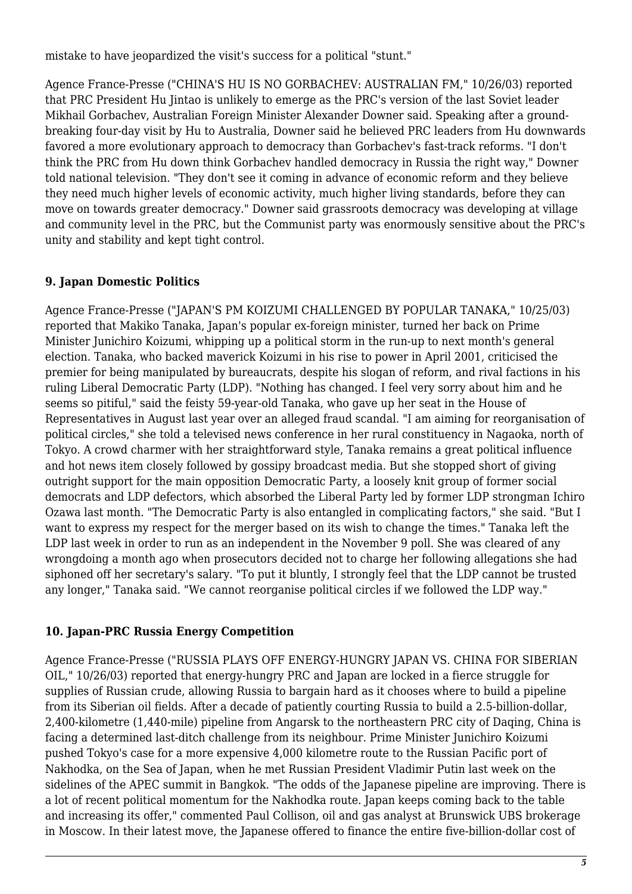mistake to have jeopardized the visit's success for a political "stunt."

Agence France-Presse ("CHINA'S HU IS NO GORBACHEV: AUSTRALIAN FM," 10/26/03) reported that PRC President Hu Jintao is unlikely to emerge as the PRC's version of the last Soviet leader Mikhail Gorbachev, Australian Foreign Minister Alexander Downer said. Speaking after a ground-breaking four-day visit by Hu to Australia, Downer said he believed PRC leaders from Hu downwards favored a more evolutionary approach to democracy than Gorbachev's fast-track reforms. "I don't think the PRC from Hu down think Gorbachev handled democracy in Russia the right way," Downer told national television. "They don't see it coming in advance of economic reform and they believe they need much higher levels of economic activity, much higher living standards, before they can move on towards greater democracy." Downer said grassroots democracy was developing at village and community level in the PRC, but the Communist party was enormously sensitive about the PRC's unity and stability and kept tight control.

### 9. Japan Domestic Politics

Agence France-Presse ("JAPAN'S PM KOIZUMI CHALLENGED BY POPULAR TANAKA," 10/25/03) reported that Makiko Tanaka, Japan's popular ex-foreign minister, turned her back on Prime Minister Junichiro Koizumi, whipping up a political storm in the run-up to next month's general election. Tanaka, who backed maverick Koizumi in his rise to power in April 2001, criticised the premier for being manipulated by bureaucrats, despite his slogan of reform, and rival factions in his ruling Liberal Democratic Party (LDP). "Nothing has changed. I feel very sorry about him and he seems so pitiful," said the feisty 59-year-old Tanaka, who gave up her seat in the House of Representatives in August last year over an alleged fraud scandal. "I am aiming for reorganisation of political circles," she told a televised news conference in her rural constituency in Nagaoka, north of Tokyo. A crowd charmer with her straightforward style, Tanaka remains a great political influence and hot news item closely followed by gossipy broadcast media. But she stopped short of giving outright support for the main opposition Democratic Party, a loosely knit group of former social democrats and LDP defectors, which absorbed the Liberal Party led by former LDP strongman Ichiro Ozawa last month. "The Democratic Party is also entangled in complicating factors," she said. "But I want to express my respect for the merger based on its wish to change the times." Tanaka left the LDP last week in order to run as an independent in the November 9 poll. She was cleared of any wrongdoing a month ago when prosecutors decided not to charge her following allegations she had siphoned off her secretary's salary. "To put it bluntly, I strongly feel that the LDP cannot be trusted any longer," Tanaka said. "We cannot reorganise political circles if we followed the LDP way."

### 10. Japan-PRC Russia Energy Competition

Agence France-Presse ("RUSSIA PLAYS OFF ENERGY-HUNGRY JAPAN VS. CHINA FOR SIBERIAN OIL," 10/26/03) reported that energy-hungry PRC and Japan are locked in a fierce struggle for supplies of Russian crude, allowing Russia to bargain hard as it chooses where to build a pipeline from its Siberian oil fields. After a decade of patiently courting Russia to build a 2.5-billion-dollar, 2,400-kilometre (1,440-mile) pipeline from Angarsk to the northeastern PRC city of Daqing, China is facing a determined last-ditch challenge from its neighbour. Prime Minister Junichiro Koizumi pushed Tokyo's case for a more expensive 4,000 kilometre route to the Russian Pacific port of Nakhodka, on the Sea of Japan, when he met Russian President Vladimir Putin last week on the sidelines of the APEC summit in Bangkok. "The odds of the Japanese pipeline are improving. There is a lot of recent political momentum for the Nakhodka route. Japan keeps coming back to the table and increasing its offer," commented Paul Collison, oil and gas analyst at Brunswick UBS brokerage in Moscow. In their latest move, the Japanese offered to finance the entire five-billion-dollar cost of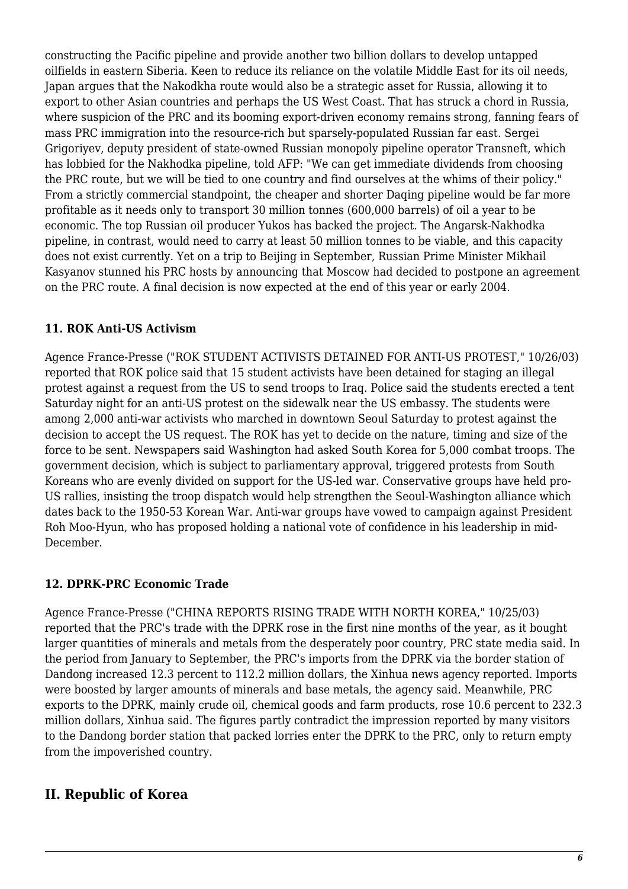constructing the Pacific pipeline and provide another two billion dollars to develop untapped oilfields in eastern Siberia. Keen to reduce its reliance on the volatile Middle East for its oil needs, Japan argues that the Nakodkha route would also be a strategic asset for Russia, allowing it to export to other Asian countries and perhaps the US West Coast. That has struck a chord in Russia, where suspicion of the PRC and its booming export-driven economy remains strong, fanning fears of mass PRC immigration into the resource-rich but sparsely-populated Russian far east. Sergei Grigoriyev, deputy president of state-owned Russian monopoly pipeline operator Transneft, which has lobbied for the Nakhodka pipeline, told AFP: "We can get immediate dividends from choosing the PRC route, but we will be tied to one country and find ourselves at the whims of their policy." From a strictly commercial standpoint, the cheaper and shorter Daqing pipeline would be far more profitable as it needs only to transport 30 million tonnes (600,000 barrels) of oil a year to be economic. The top Russian oil producer Yukos has backed the project. The Angarsk-Nakhodka pipeline, in contrast, would need to carry at least 50 million tonnes to be viable, and this capacity does not exist currently. Yet on a trip to Beijing in September, Russian Prime Minister Mikhail Kasyanov stunned his PRC hosts by announcing that Moscow had decided to postpone an agreement on the PRC route. A final decision is now expected at the end of this year or early 2004.

#### 11. ROK Anti-US Activism

Agence France-Presse ("ROK STUDENT ACTIVISTS DETAINED FOR ANTI-US PROTEST," 10/26/03) reported that ROK police said that 15 student activists have been detained for staging an illegal protest against a request from the US to send troops to Iraq. Police said the students erected a tent Saturday night for an anti-US protest on the sidewalk near the US embassy. The students were among 2,000 anti-war activists who marched in downtown Seoul Saturday to protest against the decision to accept the US request. The ROK has yet to decide on the nature, timing and size of the force to be sent. Newspapers said Washington had asked South Korea for 5,000 combat troops. The government decision, which is subject to parliamentary approval, triggered protests from South Koreans who are evenly divided on support for the US-led war. Conservative groups have held pro-US rallies, insisting the troop dispatch would help strengthen the Seoul-Washington alliance which dates back to the 1950-53 Korean War. Anti-war groups have vowed to campaign against President Roh Moo-Hyun, who has proposed holding a national vote of confidence in his leadership in mid-December.

#### 12. DPRK-PRC Economic Trade

Agence France-Presse ("CHINA REPORTS RISING TRADE WITH NORTH KOREA," 10/25/03) reported that the PRC's trade with the DPRK rose in the first nine months of the year, as it bought larger quantities of minerals and metals from the desperately poor country, PRC state media said. In the period from January to September, the PRC's imports from the DPRK via the border station of Dandong increased 12.3 percent to 112.2 million dollars, the Xinhua news agency reported. Imports were boosted by larger amounts of minerals and base metals, the agency said. Meanwhile, PRC exports to the DPRK, mainly crude oil, chemical goods and farm products, rose 10.6 percent to 232.3 million dollars, Xinhua said. The figures partly contradict the impression reported by many visitors to the Dandong border station that packed lorries enter the DPRK to the PRC, only to return empty from the impoverished country.

## II. Republic of Korea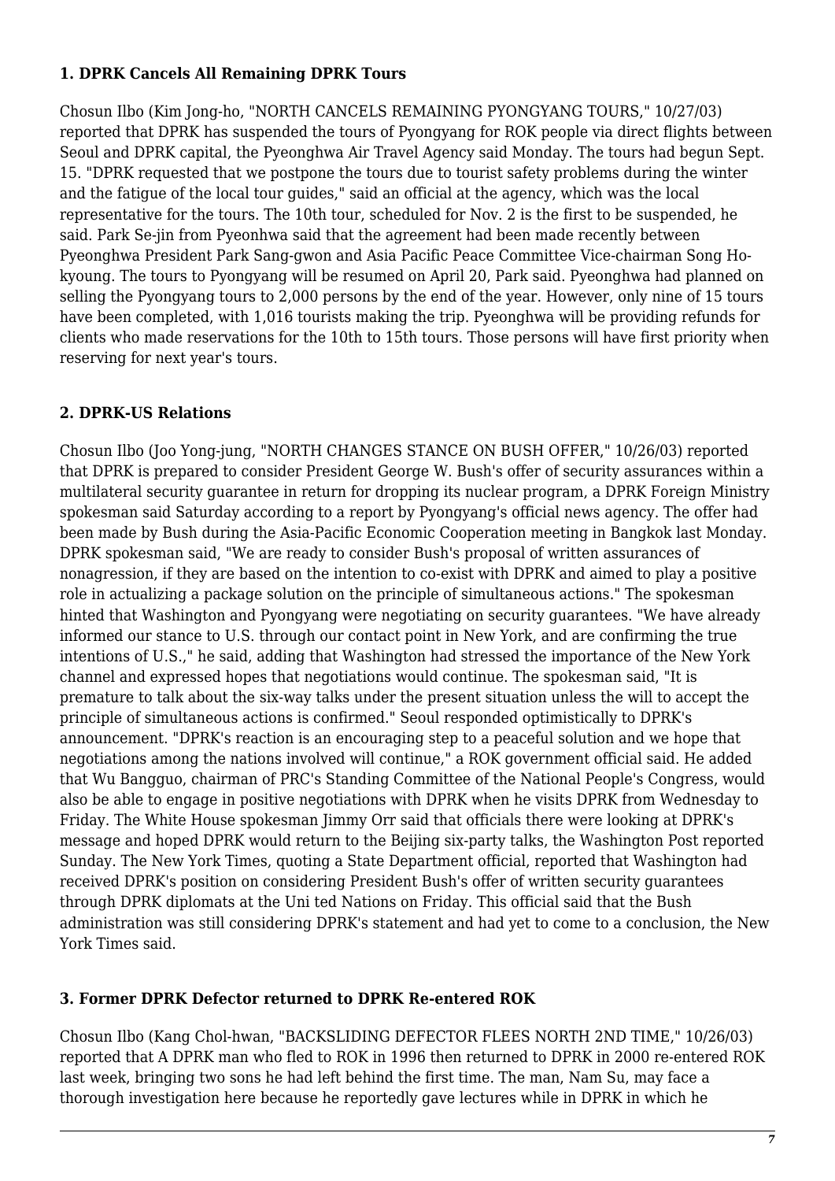### 1. DPRK Cancels All Remaining DPRK Tours

Chosun Ilbo (Kim Jong-ho, "NORTH CANCELS REMAINING PYONGYANG TOURS," 10/27/03) reported that DPRK has suspended the tours of Pyongyang for ROK people via direct flights between Seoul and DPRK capital, the Pyeonghwa Air Travel Agency said Monday. The tours had begun Sept. 15. "DPRK requested that we postpone the tours due to tourist safety problems during the winter and the fatigue of the local tour guides," said an official at the agency, which was the local representative for the tours. The 10th tour, scheduled for Nov. 2 is the first to be suspended, he said. Park Se-jin from Pyeonhwa said that the agreement had been made recently between Pyeonghwa President Park Sang-gwon and Asia Pacific Peace Committee Vice-chairman Song Ho-kyoung. The tours to Pyongyang will be resumed on April 20, Park said. Pyeonghwa had planned on selling the Pyongyang tours to 2,000 persons by the end of the year. However, only nine of 15 tours have been completed, with 1,016 tourists making the trip. Pyeonghwa will be providing refunds for clients who made reservations for the 10th to 15th tours. Those persons will have first priority when reserving for next year's tours.

### 2. DPRK-US Relations

Chosun Ilbo (Joo Yong-jung, "NORTH CHANGES STANCE ON BUSH OFFER," 10/26/03) reported that DPRK is prepared to consider President George W. Bush's offer of security assurances within a multilateral security guarantee in return for dropping its nuclear program, a DPRK Foreign Ministry spokesman said Saturday according to a report by Pyongyang's official news agency. The offer had been made by Bush during the Asia-Pacific Economic Cooperation meeting in Bangkok last Monday. DPRK spokesman said, "We are ready to consider Bush's proposal of written assurances of nonagression, if they are based on the intention to co-exist with DPRK and aimed to play a positive role in actualizing a package solution on the principle of simultaneous actions." The spokesman hinted that Washington and Pyongyang were negotiating on security guarantees. "We have already informed our stance to U.S. through our contact point in New York, and are confirming the true intentions of U.S.," he said, adding that Washington had stressed the importance of the New York channel and expressed hopes that negotiations would continue. The spokesman said, "It is premature to talk about the six-way talks under the present situation unless the will to accept the principle of simultaneous actions is confirmed." Seoul responded optimistically to DPRK's announcement. "DPRK's reaction is an encouraging step to a peaceful solution and we hope that negotiations among the nations involved will continue," a ROK government official said. He added that Wu Bangguo, chairman of PRC's Standing Committee of the National People's Congress, would also be able to engage in positive negotiations with DPRK when he visits DPRK from Wednesday to Friday. The White House spokesman Jimmy Orr said that officials there were looking at DPRK's message and hoped DPRK would return to the Beijing six-party talks, the Washington Post reported Sunday. The New York Times, quoting a State Department official, reported that Washington had received DPRK's position on considering President Bush's offer of written security guarantees through DPRK diplomats at the Uni ted Nations on Friday. This official said that the Bush administration was still considering DPRK's statement and had yet to come to a conclusion, the New York Times said.

### 3. Former DPRK Defector returned to DPRK Re-entered ROK

Chosun Ilbo (Kang Chol-hwan, "BACKSLIDING DEFECTOR FLEES NORTH 2ND TIME," 10/26/03) reported that A DPRK man who fled to ROK in 1996 then returned to DPRK in 2000 re-entered ROK last week, bringing two sons he had left behind the first time. The man, Nam Su, may face a thorough investigation here because he reportedly gave lectures while in DPRK in which he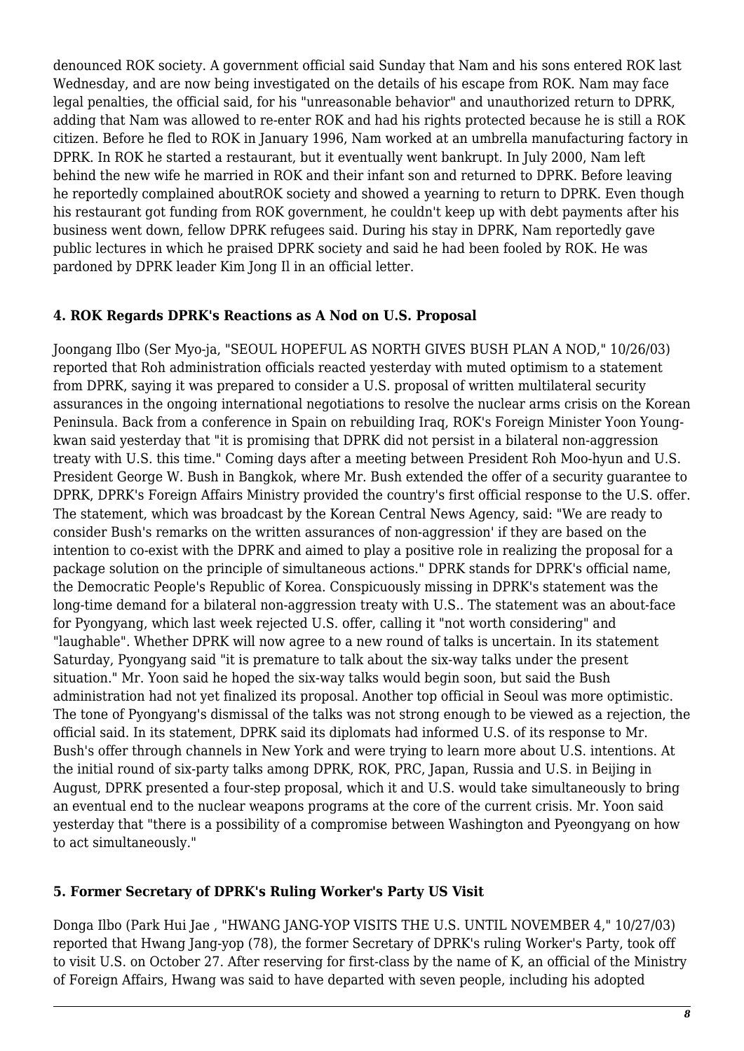denounced ROK society. A government official said Sunday that Nam and his sons entered ROK last Wednesday, and are now being investigated on the details of his escape from ROK. Nam may face legal penalties, the official said, for his "unreasonable behavior" and unauthorized return to DPRK, adding that Nam was allowed to re-enter ROK and had his rights protected because he is still a ROK citizen. Before he fled to ROK in January 1996, Nam worked at an umbrella manufacturing factory in DPRK. In ROK he started a restaurant, but it eventually went bankrupt. In July 2000, Nam left behind the new wife he married in ROK and their infant son and returned to DPRK. Before leaving he reportedly complained aboutROK society and showed a yearning to return to DPRK. Even though his restaurant got funding from ROK government, he couldn't keep up with debt payments after his business went down, fellow DPRK refugees said. During his stay in DPRK, Nam reportedly gave public lectures in which he praised DPRK society and said he had been fooled by ROK. He was pardoned by DPRK leader Kim Jong Il in an official letter.

### 4. ROK Regards DPRK's Reactions as A Nod on U.S. Proposal

Joongang Ilbo (Ser Myo-ja, "SEOUL HOPEFUL AS NORTH GIVES BUSH PLAN A NOD," 10/26/03) reported that Roh administration officials reacted yesterday with muted optimism to a statement from DPRK, saying it was prepared to consider a U.S. proposal of written multilateral security assurances in the ongoing international negotiations to resolve the nuclear arms crisis on the Korean Peninsula. Back from a conference in Spain on rebuilding Iraq, ROK's Foreign Minister Yoon Young-kwan said yesterday that "it is promising that DPRK did not persist in a bilateral non-aggression treaty with U.S. this time." Coming days after a meeting between President Roh Moo-hyun and U.S. President George W. Bush in Bangkok, where Mr. Bush extended the offer of a security guarantee to DPRK, DPRK's Foreign Affairs Ministry provided the country's first official response to the U.S. offer. The statement, which was broadcast by the Korean Central News Agency, said: "We are ready to consider Bush's remarks on the written assurances of non-aggression' if they are based on the intention to co-exist with the DPRK and aimed to play a positive role in realizing the proposal for a package solution on the principle of simultaneous actions." DPRK stands for DPRK's official name, the Democratic People's Republic of Korea. Conspicuously missing in DPRK's statement was the long-time demand for a bilateral non-aggression treaty with U.S.. The statement was an about-face for Pyongyang, which last week rejected U.S. offer, calling it "not worth considering" and "laughable". Whether DPRK will now agree to a new round of talks is uncertain. In its statement Saturday, Pyongyang said "it is premature to talk about the six-way talks under the present situation." Mr. Yoon said he hoped the six-way talks would begin soon, but said the Bush administration had not yet finalized its proposal. Another top official in Seoul was more optimistic. The tone of Pyongyang's dismissal of the talks was not strong enough to be viewed as a rejection, the official said. In its statement, DPRK said its diplomats had informed U.S. of its response to Mr. Bush's offer through channels in New York and were trying to learn more about U.S. intentions. At the initial round of six-party talks among DPRK, ROK, PRC, Japan, Russia and U.S. in Beijing in August, DPRK presented a four-step proposal, which it and U.S. would take simultaneously to bring an eventual end to the nuclear weapons programs at the core of the current crisis. Mr. Yoon said yesterday that "there is a possibility of a compromise between Washington and Pyeongyang on how to act simultaneously."

### 5. Former Secretary of DPRK's Ruling Worker's Party US Visit

Donga Ilbo (Park Hui Jae , "HWANG JANG-YOP VISITS THE U.S. UNTIL NOVEMBER 4," 10/27/03) reported that Hwang Jang-yop (78), the former Secretary of DPRK's ruling Worker's Party, took off to visit U.S. on October 27. After reserving for first-class by the name of K, an official of the Ministry of Foreign Affairs, Hwang was said to have departed with seven people, including his adopted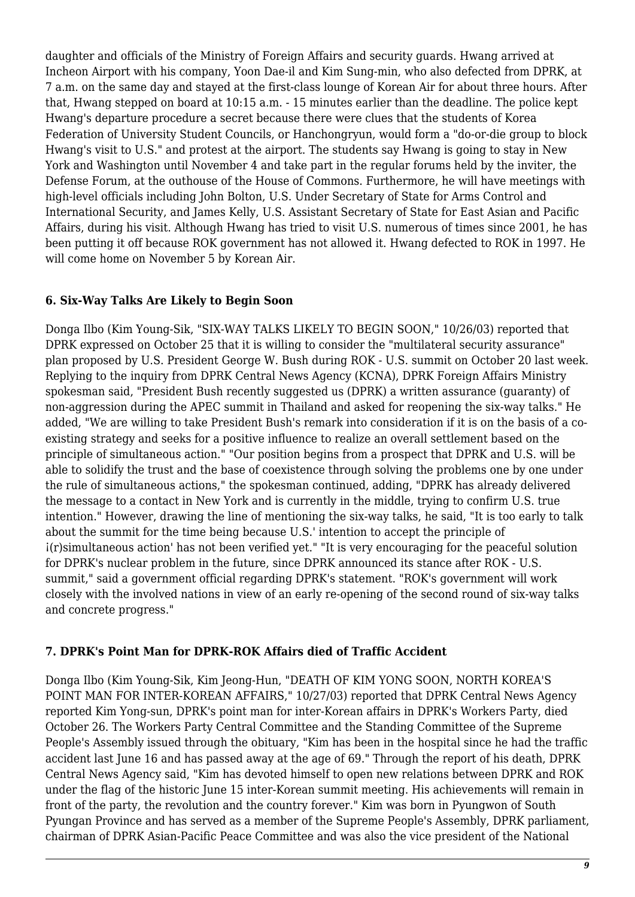daughter and officials of the Ministry of Foreign Affairs and security guards. Hwang arrived at Incheon Airport with his company, Yoon Dae-il and Kim Sung-min, who also defected from DPRK, at 7 a.m. on the same day and stayed at the first-class lounge of Korean Air for about three hours. After that, Hwang stepped on board at 10:15 a.m. - 15 minutes earlier than the deadline. The police kept Hwang's departure procedure a secret because there were clues that the students of Korea Federation of University Student Councils, or Hanchongryun, would form a "do-or-die group to block Hwang's visit to U.S." and protest at the airport. The students say Hwang is going to stay in New York and Washington until November 4 and take part in the regular forums held by the inviter, the Defense Forum, at the outhouse of the House of Commons. Furthermore, he will have meetings with high-level officials including John Bolton, U.S. Under Secretary of State for Arms Control and International Security, and James Kelly, U.S. Assistant Secretary of State for East Asian and Pacific Affairs, during his visit. Although Hwang has tried to visit U.S. numerous of times since 2001, he has been putting it off because ROK government has not allowed it. Hwang defected to ROK in 1997. He will come home on November 5 by Korean Air.

### 6. Six-Way Talks Are Likely to Begin Soon

Donga Ilbo (Kim Young-Sik, "SIX-WAY TALKS LIKELY TO BEGIN SOON," 10/26/03) reported that DPRK expressed on October 25 that it is willing to consider the "multilateral security assurance" plan proposed by U.S. President George W. Bush during ROK - U.S. summit on October 20 last week. Replying to the inquiry from DPRK Central News Agency (KCNA), DPRK Foreign Affairs Ministry spokesman said, "President Bush recently suggested us (DPRK) a written assurance (guaranty) of non-aggression during the APEC summit in Thailand and asked for reopening the six-way talks." He added, "We are willing to take President Bush's remark into consideration if it is on the basis of a co-existing strategy and seeks for a positive influence to realize an overall settlement based on the principle of simultaneous action." "Our position begins from a prospect that DPRK and U.S. will be able to solidify the trust and the base of coexistence through solving the problems one by one under the rule of simultaneous actions," the spokesman continued, adding, "DPRK has already delivered the message to a contact in New York and is currently in the middle, trying to confirm U.S. true intention." However, drawing the line of mentioning the six-way talks, he said, "It is too early to talk about the summit for the time being because U.S.' intention to accept the principle of ¡(r)simultaneous action' has not been verified yet." "It is very encouraging for the peaceful solution for DPRK's nuclear problem in the future, since DPRK announced its stance after ROK - U.S. summit," said a government official regarding DPRK's statement. "ROK's government will work closely with the involved nations in view of an early re-opening of the second round of six-way talks and concrete progress."

### 7. DPRK's Point Man for DPRK-ROK Affairs died of Traffic Accident

Donga Ilbo (Kim Young-Sik, Kim Jeong-Hun, "DEATH OF KIM YONG SOON, NORTH KOREA'S POINT MAN FOR INTER-KOREAN AFFAIRS," 10/27/03) reported that DPRK Central News Agency reported Kim Yong-sun, DPRK's point man for inter-Korean affairs in DPRK's Workers Party, died October 26. The Workers Party Central Committee and the Standing Committee of the Supreme People's Assembly issued through the obituary, "Kim has been in the hospital since he had the traffic accident last June 16 and has passed away at the age of 69." Through the report of his death, DPRK Central News Agency said, "Kim has devoted himself to open new relations between DPRK and ROK under the flag of the historic June 15 inter-Korean summit meeting. His achievements will remain in front of the party, the revolution and the country forever." Kim was born in Pyungwon of South Pyungan Province and has served as a member of the Supreme People's Assembly, DPRK parliament, chairman of DPRK Asian-Pacific Peace Committee and was also the vice president of the National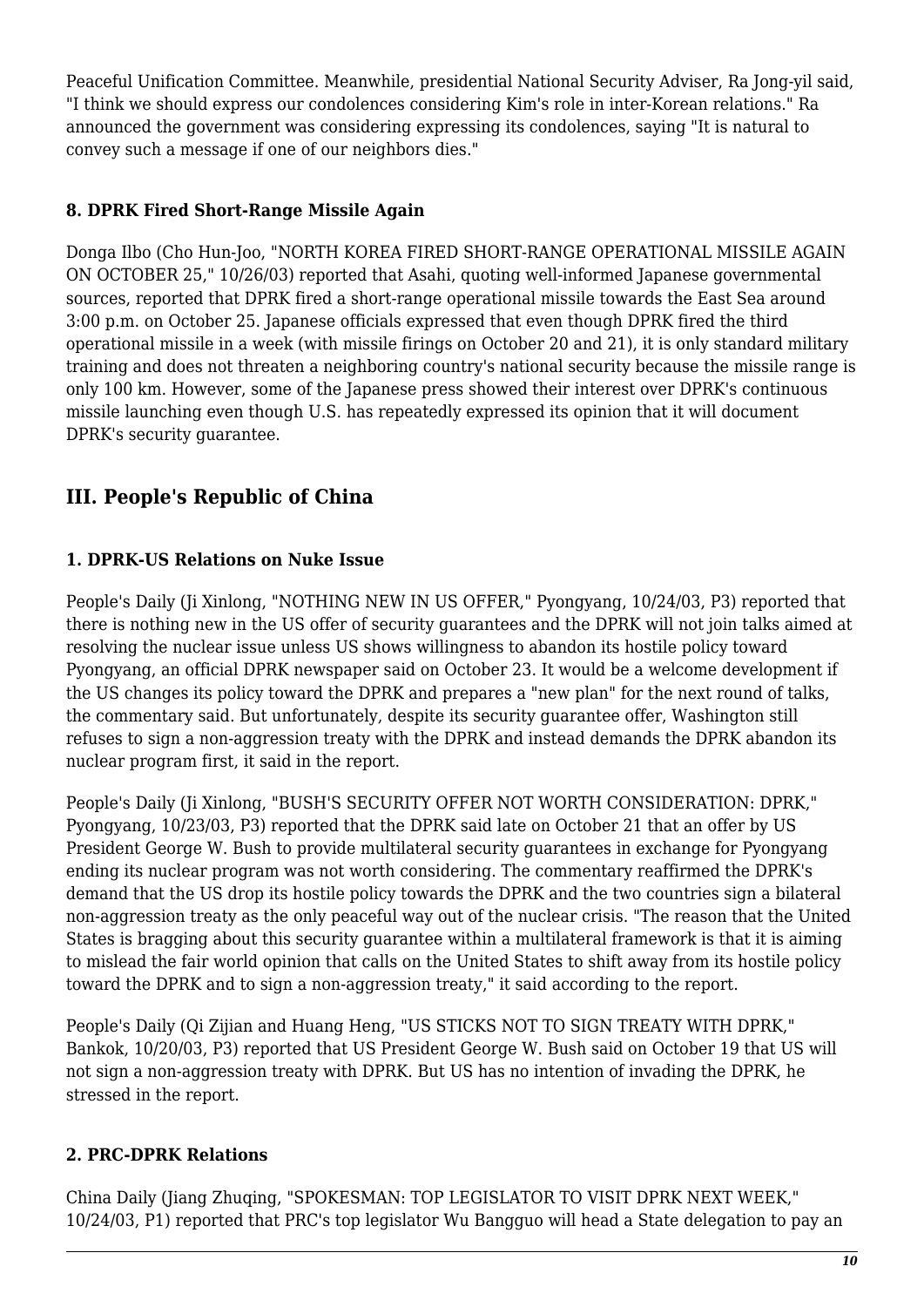Peaceful Unification Committee. Meanwhile, presidential National Security Adviser, Ra Jong-yil said, "I think we should express our condolences considering Kim's role in inter-Korean relations." Ra announced the government was considering expressing its condolences, saying "It is natural to convey such a message if one of our neighbors dies."

### 8. DPRK Fired Short-Range Missile Again

Donga Ilbo (Cho Hun-Joo, "NORTH KOREA FIRED SHORT-RANGE OPERATIONAL MISSILE AGAIN ON OCTOBER 25," 10/26/03) reported that Asahi, quoting well-informed Japanese governmental sources, reported that DPRK fired a short-range operational missile towards the East Sea around 3:00 p.m. on October 25. Japanese officials expressed that even though DPRK fired the third operational missile in a week (with missile firings on October 20 and 21), it is only standard military training and does not threaten a neighboring country's national security because the missile range is only 100 km. However, some of the Japanese press showed their interest over DPRK's continuous missile launching even though U.S. has repeatedly expressed its opinion that it will document DPRK's security guarantee.

## III. People's Republic of China

### 1. DPRK-US Relations on Nuke Issue

People's Daily (Ji Xinlong, "NOTHING NEW IN US OFFER," Pyongyang, 10/24/03, P3) reported that there is nothing new in the US offer of security guarantees and the DPRK will not join talks aimed at resolving the nuclear issue unless US shows willingness to abandon its hostile policy toward Pyongyang, an official DPRK newspaper said on October 23. It would be a welcome development if the US changes its policy toward the DPRK and prepares a "new plan" for the next round of talks, the commentary said. But unfortunately, despite its security guarantee offer, Washington still refuses to sign a non-aggression treaty with the DPRK and instead demands the DPRK abandon its nuclear program first, it said in the report.

People's Daily (Ji Xinlong, "BUSH'S SECURITY OFFER NOT WORTH CONSIDERATION: DPRK," Pyongyang, 10/23/03, P3) reported that the DPRK said late on October 21 that an offer by US President George W. Bush to provide multilateral security guarantees in exchange for Pyongyang ending its nuclear program was not worth considering. The commentary reaffirmed the DPRK's demand that the US drop its hostile policy towards the DPRK and the two countries sign a bilateral non-aggression treaty as the only peaceful way out of the nuclear crisis. "The reason that the United States is bragging about this security guarantee within a multilateral framework is that it is aiming to mislead the fair world opinion that calls on the United States to shift away from its hostile policy toward the DPRK and to sign a non-aggression treaty," it said according to the report.

People's Daily (Qi Zijian and Huang Heng, "US STICKS NOT TO SIGN TREATY WITH DPRK," Bankok, 10/20/03, P3) reported that US President George W. Bush said on October 19 that US will not sign a non-aggression treaty with DPRK. But US has no intention of invading the DPRK, he stressed in the report.

### 2. PRC-DPRK Relations

China Daily (Jiang Zhuqing, "SPOKESMAN: TOP LEGISLATOR TO VISIT DPRK NEXT WEEK," 10/24/03, P1) reported that PRC's top legislator Wu Bangguo will head a State delegation to pay an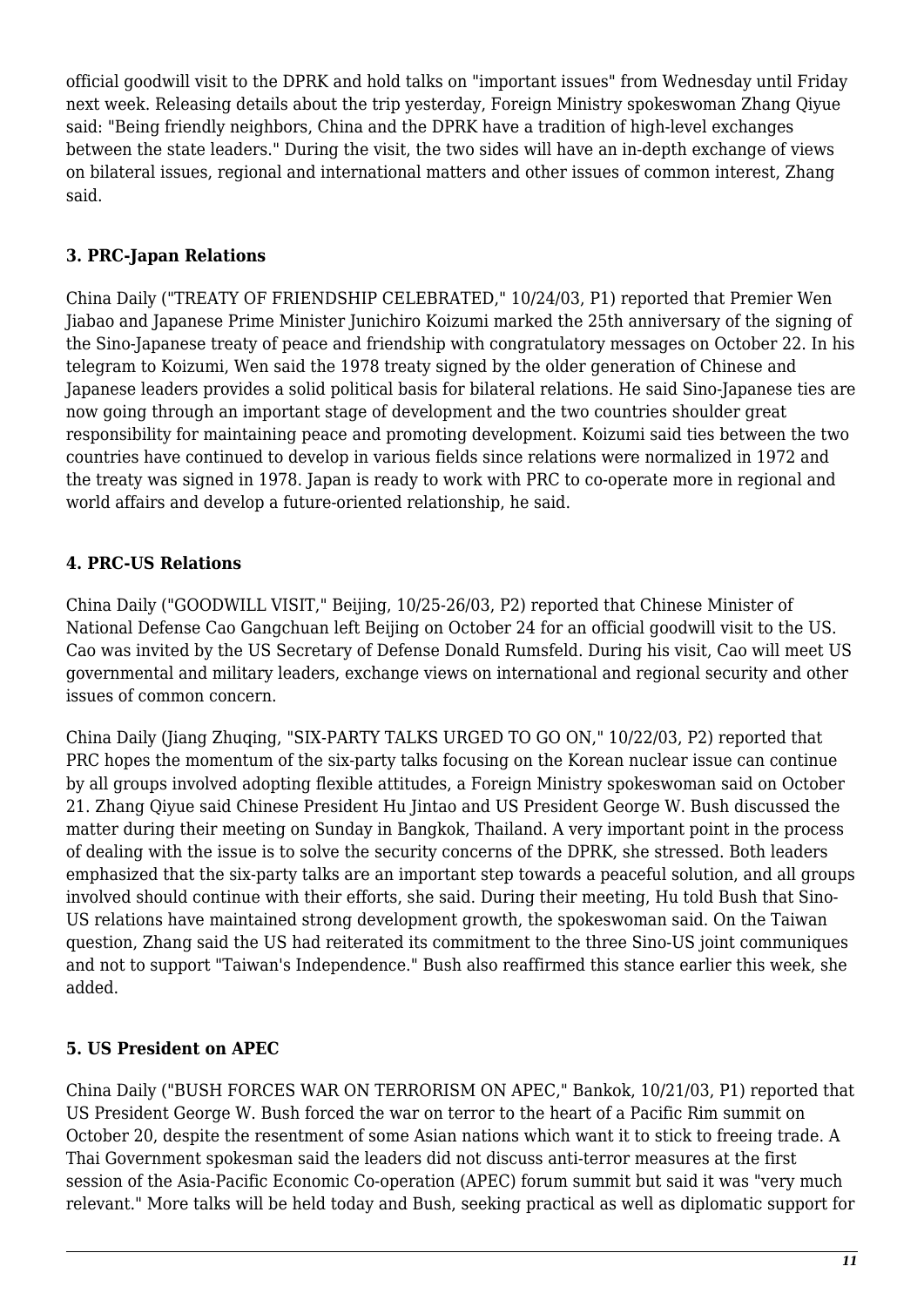official goodwill visit to the DPRK and hold talks on "important issues" from Wednesday until Friday next week. Releasing details about the trip yesterday, Foreign Ministry spokeswoman Zhang Qiyue said: "Being friendly neighbors, China and the DPRK have a tradition of high-level exchanges between the state leaders." During the visit, the two sides will have an in-depth exchange of views on bilateral issues, regional and international matters and other issues of common interest, Zhang said.

### 3. PRC-Japan Relations

China Daily ("TREATY OF FRIENDSHIP CELEBRATED," 10/24/03, P1) reported that Premier Wen Jiabao and Japanese Prime Minister Junichiro Koizumi marked the 25th anniversary of the signing of the Sino-Japanese treaty of peace and friendship with congratulatory messages on October 22. In his telegram to Koizumi, Wen said the 1978 treaty signed by the older generation of Chinese and Japanese leaders provides a solid political basis for bilateral relations. He said Sino-Japanese ties are now going through an important stage of development and the two countries shoulder great responsibility for maintaining peace and promoting development. Koizumi said ties between the two countries have continued to develop in various fields since relations were normalized in 1972 and the treaty was signed in 1978. Japan is ready to work with PRC to co-operate more in regional and world affairs and develop a future-oriented relationship, he said.

### 4. PRC-US Relations

China Daily ("GOODWILL VISIT," Beijing, 10/25-26/03, P2) reported that Chinese Minister of National Defense Cao Gangchuan left Beijing on October 24 for an official goodwill visit to the US. Cao was invited by the US Secretary of Defense Donald Rumsfeld. During his visit, Cao will meet US governmental and military leaders, exchange views on international and regional security and other issues of common concern.

China Daily (Jiang Zhuqing, "SIX-PARTY TALKS URGED TO GO ON," 10/22/03, P2) reported that PRC hopes the momentum of the six-party talks focusing on the Korean nuclear issue can continue by all groups involved adopting flexible attitudes, a Foreign Ministry spokeswoman said on October 21. Zhang Qiyue said Chinese President Hu Jintao and US President George W. Bush discussed the matter during their meeting on Sunday in Bangkok, Thailand. A very important point in the process of dealing with the issue is to solve the security concerns of the DPRK, she stressed. Both leaders emphasized that the six-party talks are an important step towards a peaceful solution, and all groups involved should continue with their efforts, she said. During their meeting, Hu told Bush that Sino-US relations have maintained strong development growth, the spokeswoman said. On the Taiwan question, Zhang said the US had reiterated its commitment to the three Sino-US joint communiques and not to support "Taiwan's Independence." Bush also reaffirmed this stance earlier this week, she added.

### 5. US President on APEC

China Daily ("BUSH FORCES WAR ON TERRORISM ON APEC," Bankok, 10/21/03, P1) reported that US President George W. Bush forced the war on terror to the heart of a Pacific Rim summit on October 20, despite the resentment of some Asian nations which want it to stick to freeing trade. A Thai Government spokesman said the leaders did not discuss anti-terror measures at the first session of the Asia-Pacific Economic Co-operation (APEC) forum summit but said it was "very much relevant." More talks will be held today and Bush, seeking practical as well as diplomatic support for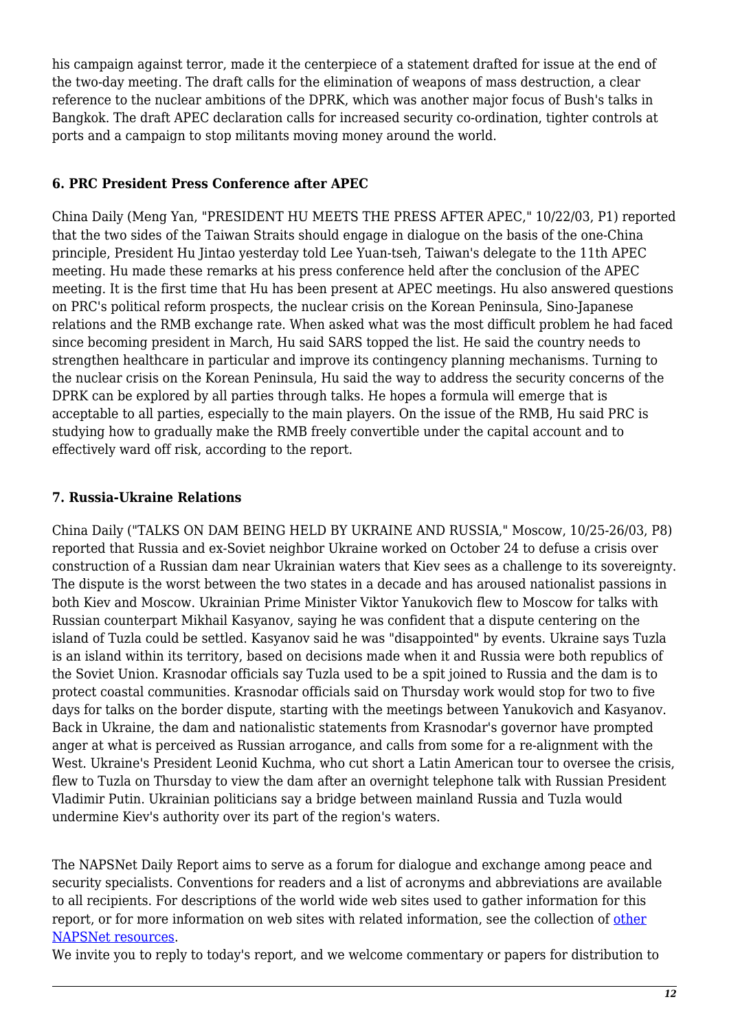his campaign against terror, made it the centerpiece of a statement drafted for issue at the end of the two-day meeting. The draft calls for the elimination of weapons of mass destruction, a clear reference to the nuclear ambitions of the DPRK, which was another major focus of Bush's talks in Bangkok. The draft APEC declaration calls for increased security co-ordination, tighter controls at ports and a campaign to stop militants moving money around the world.

### 6. PRC President Press Conference after APEC

China Daily (Meng Yan, "PRESIDENT HU MEETS THE PRESS AFTER APEC," 10/22/03, P1) reported that the two sides of the Taiwan Straits should engage in dialogue on the basis of the one-China principle, President Hu Jintao yesterday told Lee Yuan-tseh, Taiwan's delegate to the 11th APEC meeting. Hu made these remarks at his press conference held after the conclusion of the APEC meeting. It is the first time that Hu has been present at APEC meetings. Hu also answered questions on PRC's political reform prospects, the nuclear crisis on the Korean Peninsula, Sino-Japanese relations and the RMB exchange rate. When asked what was the most difficult problem he had faced since becoming president in March, Hu said SARS topped the list. He said the country needs to strengthen healthcare in particular and improve its contingency planning mechanisms. Turning to the nuclear crisis on the Korean Peninsula, Hu said the way to address the security concerns of the DPRK can be explored by all parties through talks. He hopes a formula will emerge that is acceptable to all parties, especially to the main players. On the issue of the RMB, Hu said PRC is studying how to gradually make the RMB freely convertible under the capital account and to effectively ward off risk, according to the report.

### 7. Russia-Ukraine Relations

China Daily ("TALKS ON DAM BEING HELD BY UKRAINE AND RUSSIA," Moscow, 10/25-26/03, P8) reported that Russia and ex-Soviet neighbor Ukraine worked on October 24 to defuse a crisis over construction of a Russian dam near Ukrainian waters that Kiev sees as a challenge to its sovereignty. The dispute is the worst between the two states in a decade and has aroused nationalist passions in both Kiev and Moscow. Ukrainian Prime Minister Viktor Yanukovich flew to Moscow for talks with Russian counterpart Mikhail Kasyanov, saying he was confident that a dispute centering on the island of Tuzla could be settled. Kasyanov said he was "disappointed" by events. Ukraine says Tuzla is an island within its territory, based on decisions made when it and Russia were both republics of the Soviet Union. Krasnodar officials say Tuzla used to be a spit joined to Russia and the dam is to protect coastal communities. Krasnodar officials said on Thursday work would stop for two to five days for talks on the border dispute, starting with the meetings between Yanukovich and Kasyanov. Back in Ukraine, the dam and nationalistic statements from Krasnodar's governor have prompted anger at what is perceived as Russian arrogance, and calls from some for a re-alignment with the West. Ukraine's President Leonid Kuchma, who cut short a Latin American tour to oversee the crisis, flew to Tuzla on Thursday to view the dam after an overnight telephone talk with Russian President Vladimir Putin. Ukrainian politicians say a bridge between mainland Russia and Tuzla would undermine Kiev's authority over its part of the region's waters.

The NAPSNet Daily Report aims to serve as a forum for dialogue and exchange among peace and security specialists. Conventions for readers and a list of acronyms and abbreviations are available to all recipients. For descriptions of the world wide web sites used to gather information for this report, or for more information on web sites with related information, see the collection of other NAPSNet resources.

We invite you to reply to today's report, and we welcome commentary or papers for distribution to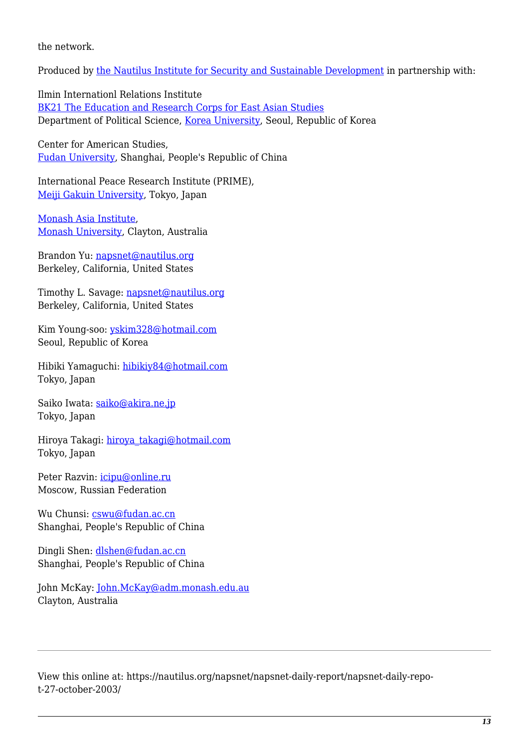the network.

Produced by [the Nautilus Institute for Security and Sustainable Development](https://nautilus.org) in partnership with:

Ilmin Internationl Relations Institute
[BK21 The Education and Research Corps for East Asian Studies](#)
Department of Political Science, [Korea University](#), Seoul, Republic of Korea

Center for American Studies,
[Fudan University](#), Shanghai, People's Republic of China

International Peace Research Institute (PRIME),
[Meiji Gakuin University](#), Tokyo, Japan

[Monash Asia Institute](#),
[Monash University](#), Clayton, Australia

Brandon Yu: [napsnet@nautilus.org](mailto:napsnet@nautilus.org)
Berkeley, California, United States

Timothy L. Savage: [napsnet@nautilus.org](mailto:napsnet@nautilus.org)
Berkeley, California, United States

Kim Young-soo: [yskim328@hotmail.com](mailto:yskim328@hotmail.com)
Seoul, Republic of Korea

Hibiki Yamaguchi: [hibikiy84@hotmail.com](mailto:hibikiy84@hotmail.com)
Tokyo, Japan

Saiko Iwata: [saiko@akira.ne.jp](mailto:saiko@akira.ne.jp)
Tokyo, Japan

Hiroya Takagi: [hiroya_takagi@hotmail.com](mailto:hiroya_takagi@hotmail.com)
Tokyo, Japan

Peter Razvin: [icipu@online.ru](mailto:icipu@online.ru)
Moscow, Russian Federation

Wu Chunsi: [cswu@fudan.ac.cn](mailto:cswu@fudan.ac.cn)
Shanghai, People's Republic of China

Dingli Shen: [dlshen@fudan.ac.cn](mailto:dlshen@fudan.ac.cn)
Shanghai, People's Republic of China

John McKay: [John.McKay@adm.monash.edu.au](mailto:John.McKay@adm.monash.edu.au)
Clayton, Australia

---

View this online at: https://nautilus.org/napsnet/napsnet-daily-report/napsnet-daily-report-27-october-2003/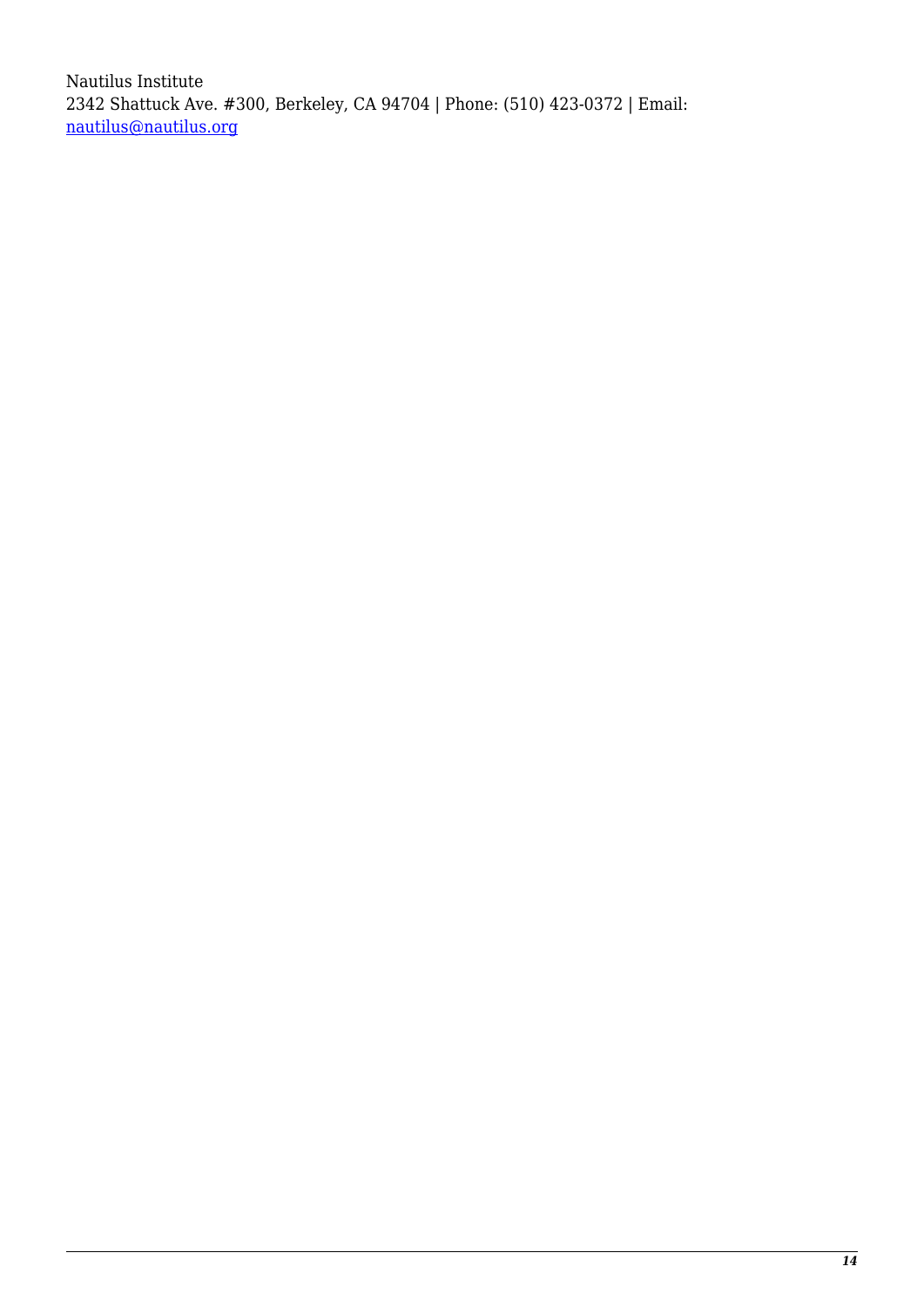Nautilus Institute
2342 Shattuck Ave. #300, Berkeley, CA 94704 | Phone: (510) 423-0372 | Email: [nautilus@nautilus.org](mailto:nautilus@nautilus.org)